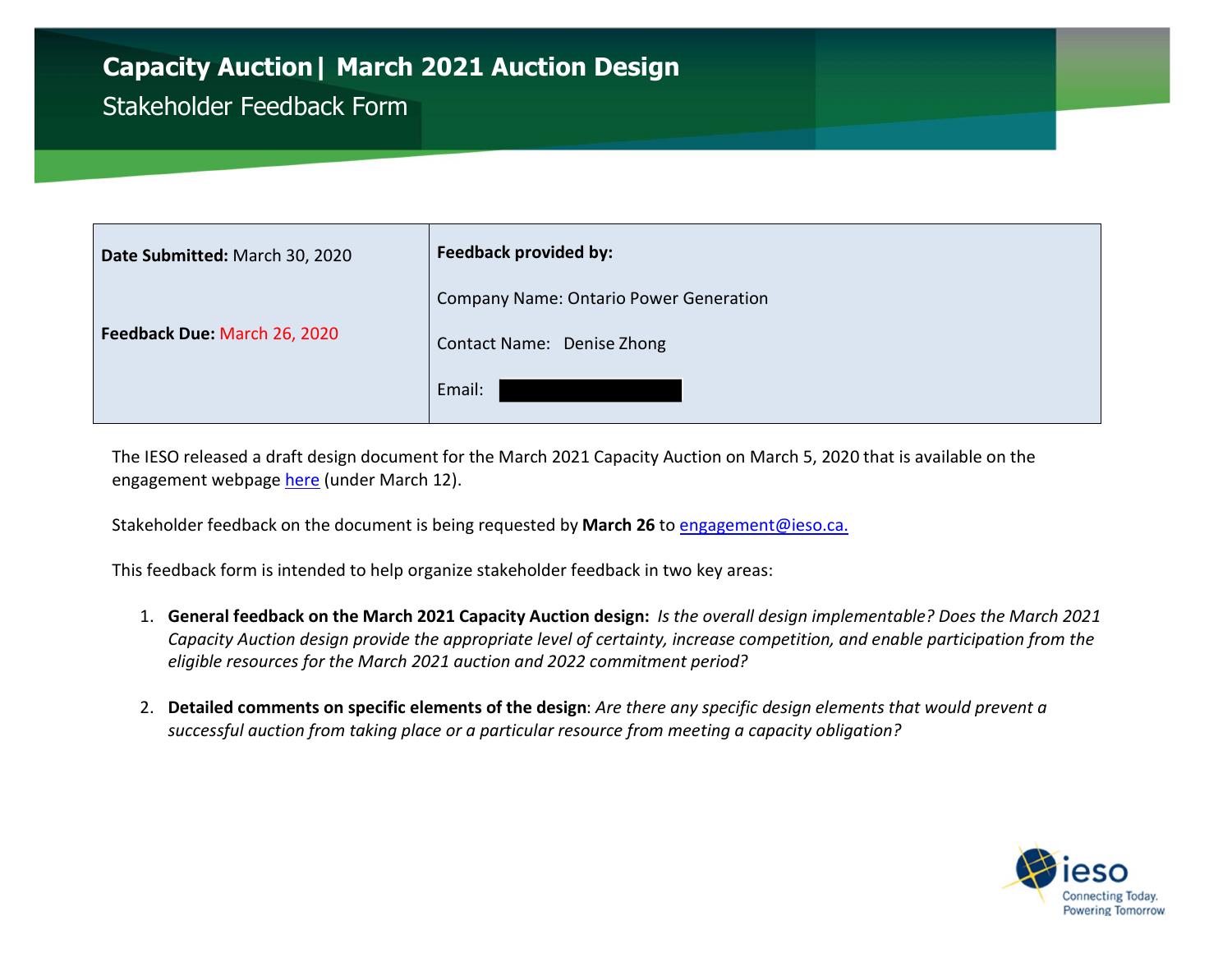# Capacity Auction | March 2021 Auction Design

## Stakeholder Feedback Form

| **Date Submitted:** March 30, 2020<br><br>**Feedback Due:** March 26, 2020 | **Feedback provided by:**<br><br>Company Name: Ontario Power Generation<br><br>Contact Name: Denise Zhong<br><br>Email: |
| --- | --- |

The IESO released a draft design document for the March 2021 Capacity Auction on March 5, 2020 that is available on the engagement webpage [here](#) (under March 12).

Stakeholder feedback on the document is being requested by **March 26** to engagement@ieso.ca.

This feedback form is intended to help organize stakeholder feedback in two key areas:

1. **General feedback on the March 2021 Capacity Auction design:** *Is the overall design implementable? Does the March 2021 Capacity Auction design provide the appropriate level of certainty, increase competition, and enable participation from the eligible resources for the March 2021 auction and 2022 commitment period?*

2. **Detailed comments on specific elements of the design**: *Are there any specific design elements that would prevent a successful auction from taking place or a particular resource from meeting a capacity obligation?*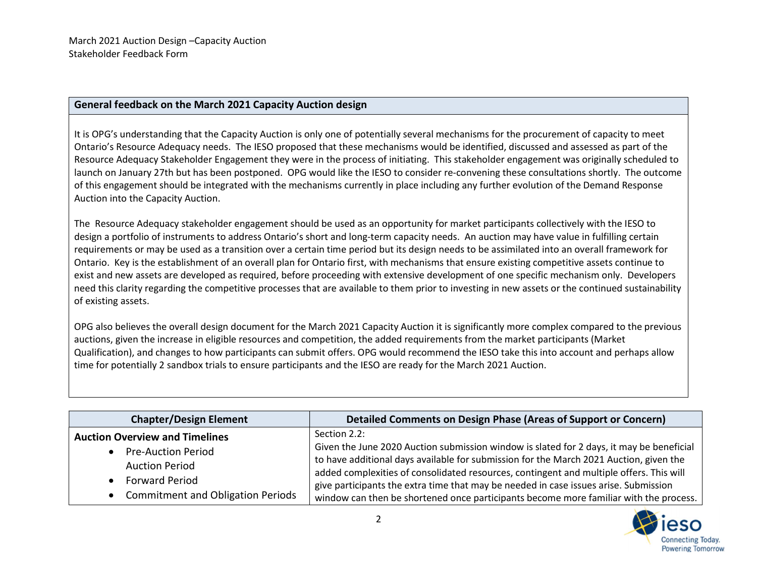March 2021 Auction Design –Capacity Auction
Stakeholder Feedback Form

| General feedback on the March 2021 Capacity Auction design |
|---|
| It is OPG's understanding that the Capacity Auction is only one of potentially several mechanisms for the procurement of capacity to meet Ontario's Resource Adequacy needs. The IESO proposed that these mechanisms would be identified, discussed and assessed as part of the Resource Adequacy Stakeholder Engagement they were in the process of initiating. This stakeholder engagement was originally scheduled to launch on January 27th but has been postponed. OPG would like the IESO to consider re-convening these consultations shortly. The outcome of this engagement should be integrated with the mechanisms currently in place including any further evolution of the Demand Response Auction into the Capacity Auction.<br><br>The Resource Adequacy stakeholder engagement should be used as an opportunity for market participants collectively with the IESO to design a portfolio of instruments to address Ontario's short and long-term capacity needs. An auction may have value in fulfilling certain requirements or may be used as a transition over a certain time period but its design needs to be assimilated into an overall framework for Ontario. Key is the establishment of an overall plan for Ontario first, with mechanisms that ensure existing competitive assets continue to exist and new assets are developed as required, before proceeding with extensive development of one specific mechanism only. Developers need this clarity regarding the competitive processes that are available to them prior to investing in new assets or the continued sustainability of existing assets.<br><br>OPG also believes the overall design document for the March 2021 Capacity Auction it is significantly more complex compared to the previous auctions, given the increase in eligible resources and competition, the added requirements from the market participants (Market Qualification), and changes to how participants can submit offers. OPG would recommend the IESO take this into account and perhaps allow time for potentially 2 sandbox trials to ensure participants and the IESO are ready for the March 2021 Auction. |

| Chapter/Design Element | Detailed Comments on Design Phase (Areas of Support or Concern) |
|---|---|
| **Auction Overview and Timelines**<br>• Pre-Auction Period<br>Auction Period<br>• Forward Period<br>• Commitment and Obligation Periods | Section 2.2:<br>Given the June 2020 Auction submission window is slated for 2 days, it may be beneficial to have additional days available for submission for the March 2021 Auction, given the added complexities of consolidated resources, contingent and multiple offers. This will give participants the extra time that may be needed in case issues arise. Submission window can then be shortened once participants become more familiar with the process. |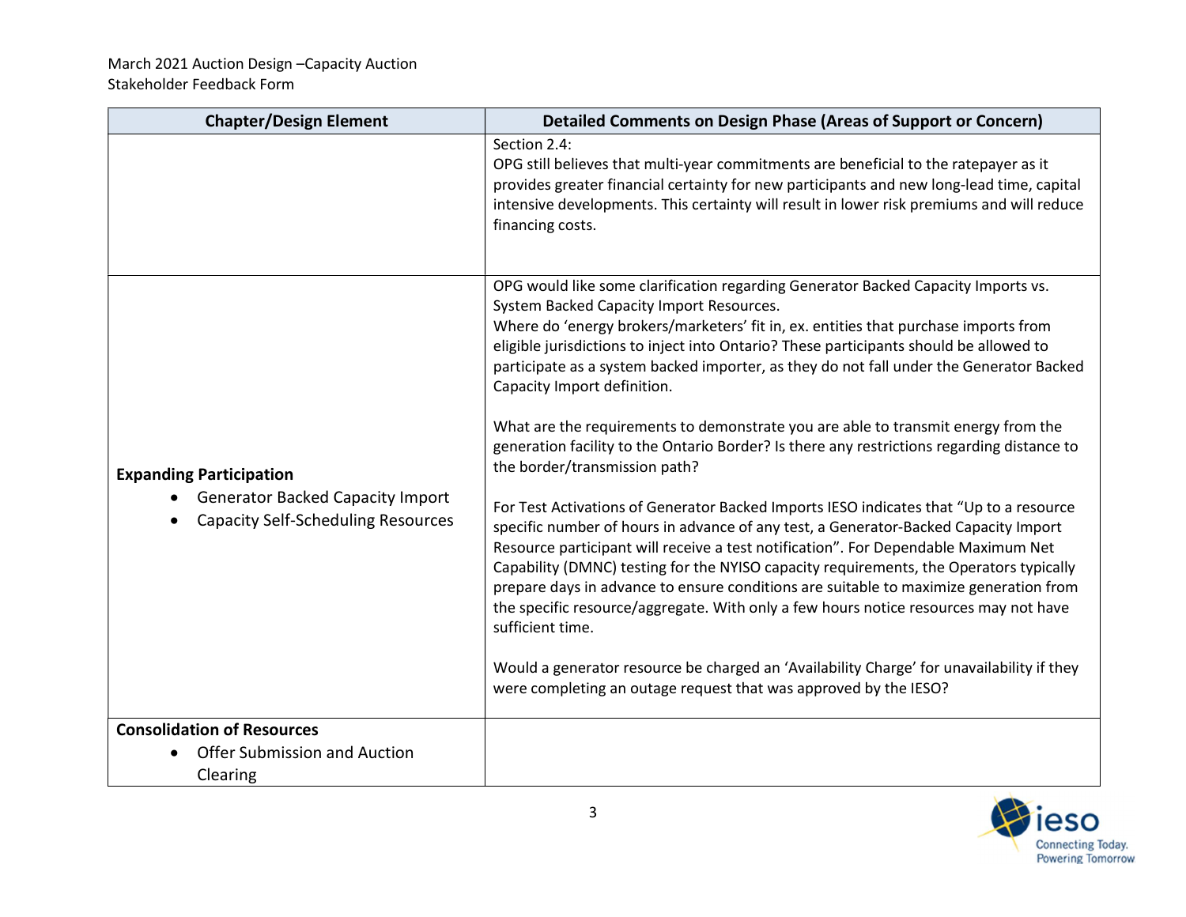| Chapter/Design Element | Detailed Comments on Design Phase (Areas of Support or Concern) |
|---|---|
| | Section 2.4:<br>OPG still believes that multi-year commitments are beneficial to the ratepayer as it provides greater financial certainty for new participants and new long-lead time, capital intensive developments. This certainty will result in lower risk premiums and will reduce financing costs. |
| **Expanding Participation**<br>• Generator Backed Capacity Import<br>• Capacity Self-Scheduling Resources | OPG would like some clarification regarding Generator Backed Capacity Imports vs. System Backed Capacity Import Resources.<br>Where do 'energy brokers/marketers' fit in, ex. entities that purchase imports from eligible jurisdictions to inject into Ontario? These participants should be allowed to participate as a system backed importer, as they do not fall under the Generator Backed Capacity Import definition.<br><br>What are the requirements to demonstrate you are able to transmit energy from the generation facility to the Ontario Border? Is there any restrictions regarding distance to the border/transmission path?<br><br>For Test Activations of Generator Backed Imports IESO indicates that "Up to a resource specific number of hours in advance of any test, a Generator-Backed Capacity Import Resource participant will receive a test notification". For Dependable Maximum Net Capability (DMNC) testing for the NYISO capacity requirements, the Operators typically prepare days in advance to ensure conditions are suitable to maximize generation from the specific resource/aggregate. With only a few hours notice resources may not have sufficient time.<br><br>Would a generator resource be charged an 'Availability Charge' for unavailability if they were completing an outage request that was approved by the IESO? |
| **Consolidation of Resources**<br>• Offer Submission and Auction Clearing | |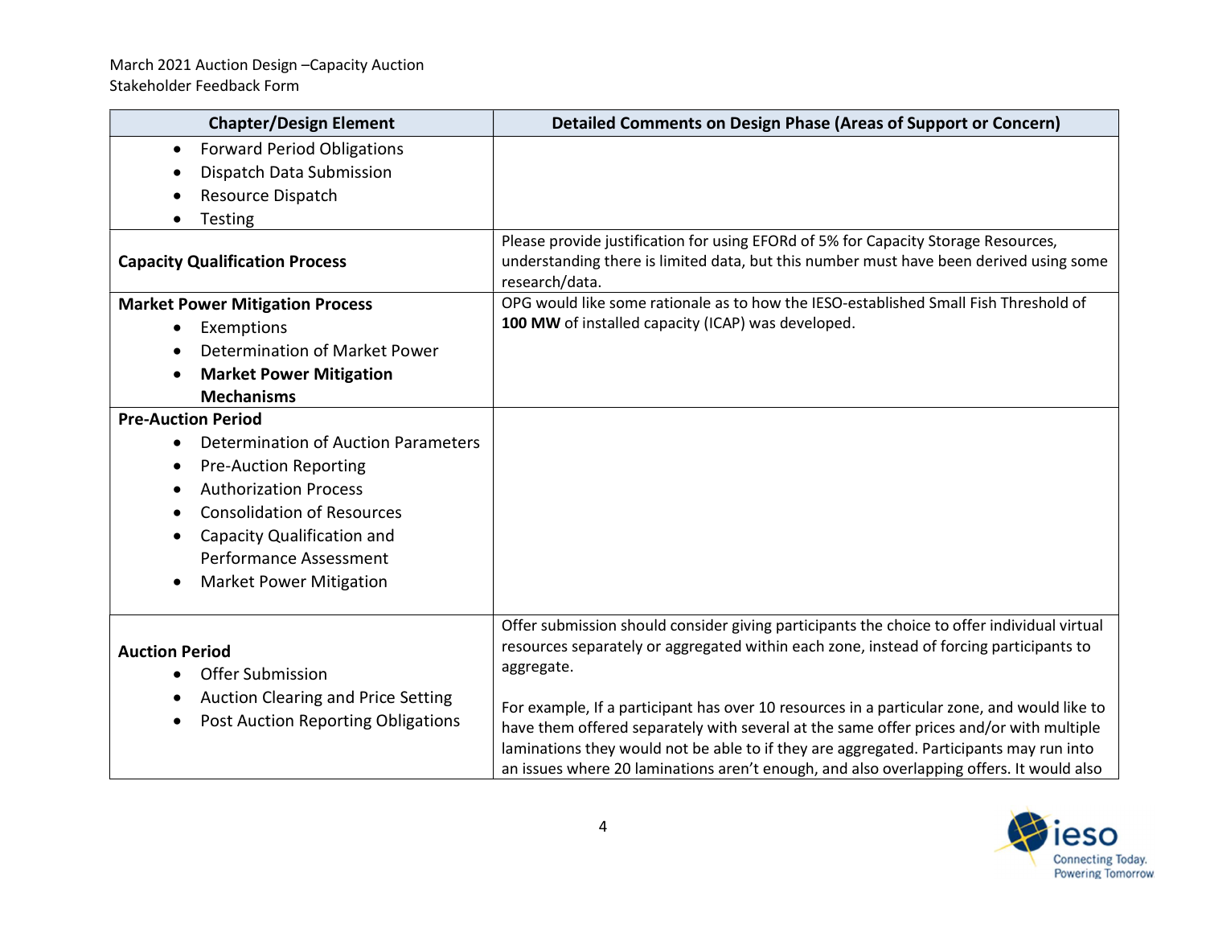| Chapter/Design Element | Detailed Comments on Design Phase (Areas of Support or Concern) |
|---|---|
| • Forward Period Obligations<br>• Dispatch Data Submission<br>• Resource Dispatch<br>• Testing | |
| **Capacity Qualification Process** | Please provide justification for using EFORd of 5% for Capacity Storage Resources, understanding there is limited data, but this number must have been derived using some research/data. |
| **Market Power Mitigation Process**<br>• Exemptions<br>• Determination of Market Power<br>• **Market Power Mitigation Mechanisms** | OPG would like some rationale as to how the IESO-established Small Fish Threshold of **100 MW** of installed capacity (ICAP) was developed. |
| **Pre-Auction Period**<br>• Determination of Auction Parameters<br>• Pre-Auction Reporting<br>• Authorization Process<br>• Consolidation of Resources<br>• Capacity Qualification and Performance Assessment<br>• Market Power Mitigation | |
| **Auction Period**<br>• Offer Submission<br>• Auction Clearing and Price Setting<br>• Post Auction Reporting Obligations | Offer submission should consider giving participants the choice to offer individual virtual resources separately or aggregated within each zone, instead of forcing participants to aggregate.<br><br>For example, If a participant has over 10 resources in a particular zone, and would like to have them offered separately with several at the same offer prices and/or with multiple laminations they would not be able to if they are aggregated. Participants may run into an issues where 20 laminations aren't enough, and also overlapping offers. It would also |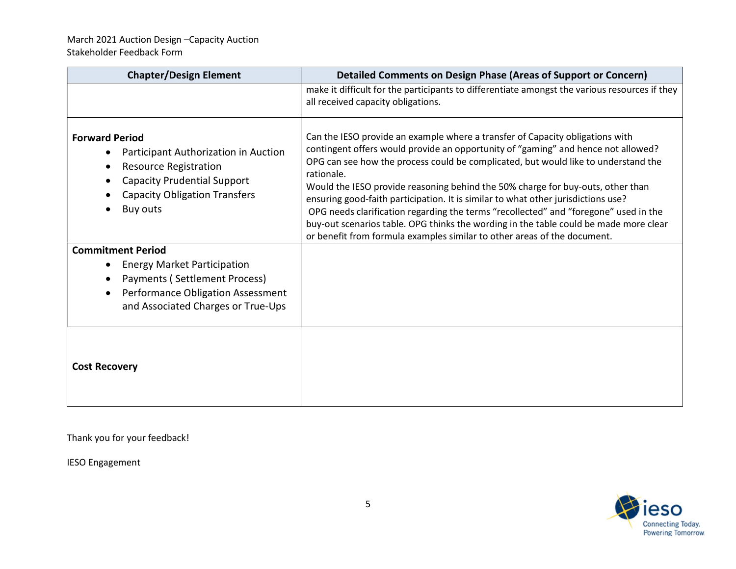| Chapter/Design Element | Detailed Comments on Design Phase (Areas of Support or Concern) |
|---|---|
| | make it difficult for the participants to differentiate amongst the various resources if they all received capacity obligations. |
| **Forward Period**<br>• Participant Authorization in Auction<br>• Resource Registration<br>• Capacity Prudential Support<br>• Capacity Obligation Transfers<br>• Buy outs | Can the IESO provide an example where a transfer of Capacity obligations with contingent offers would provide an opportunity of "gaming" and hence not allowed? OPG can see how the process could be complicated, but would like to understand the rationale.<br>Would the IESO provide reasoning behind the 50% charge for buy-outs, other than ensuring good-faith participation. It is similar to what other jurisdictions use?<br>OPG needs clarification regarding the terms "recollected" and "foregone" used in the buy-out scenarios table. OPG thinks the wording in the table could be made more clear or benefit from formula examples similar to other areas of the document. |
| **Commitment Period**<br>• Energy Market Participation<br>• Payments ( Settlement Process)<br>• Performance Obligation Assessment and Associated Charges or True-Ups | |
| **Cost Recovery** | |

Thank you for your feedback!

IESO Engagement